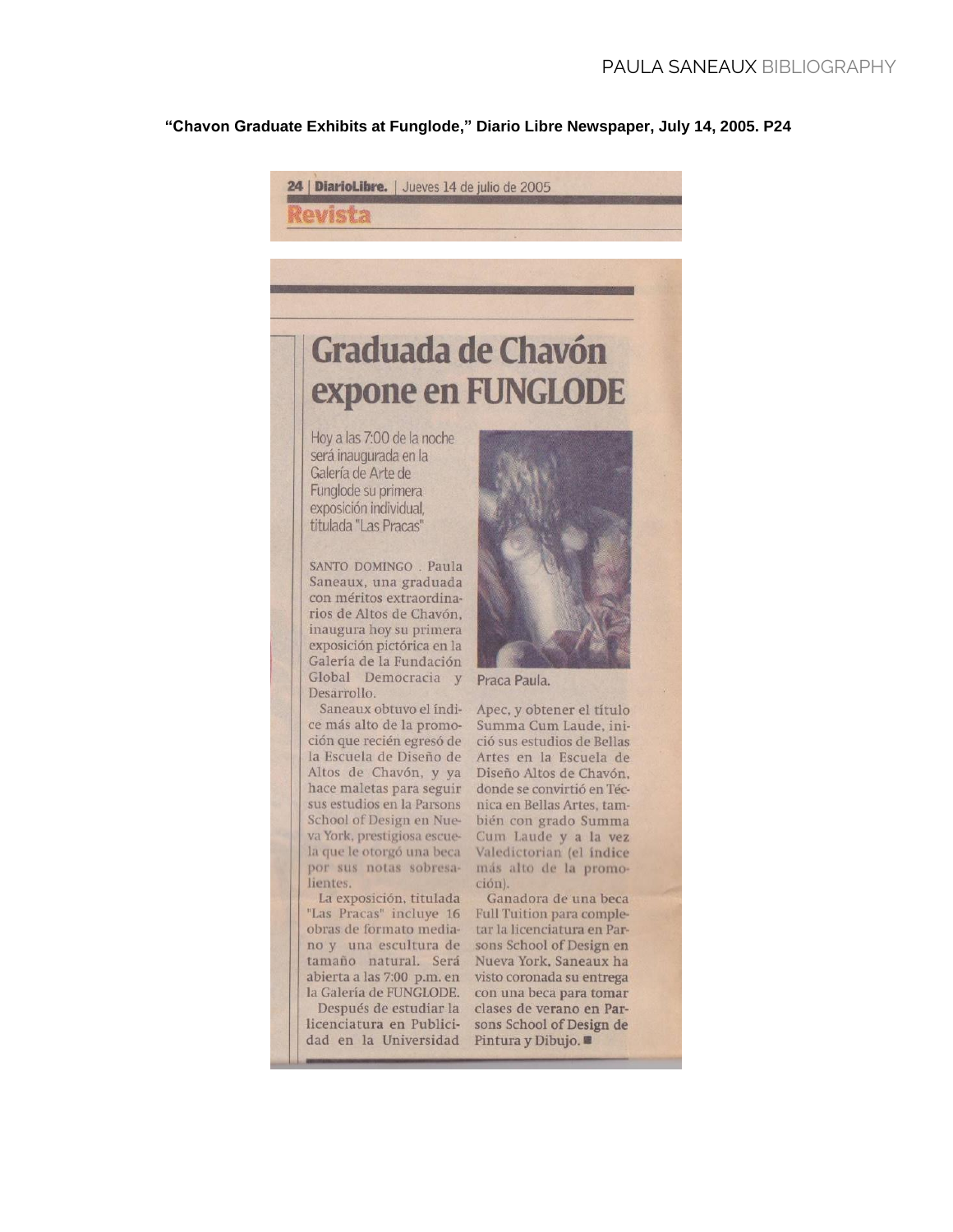**"Chavon Graduate Exhibits at Funglode," Diario Libre Newspaper, July 14, 2005. P24**

24 | DiarioLibre. | Jueves 14 de julio de 2005

Revista

# Graduada de Chavón expone en FUNGLODE

Hoy a las 7:00 de la noche será inaugurada en la Galería de Arte de Funglode su primera exposición individual, titulada "Las Pracas"

SANTO DOMINGO . Paula Saneaux, una graduada con méritos extraordinarios de Altos de Chavón, inaugura hoy su primera exposición pictórica en la Galería de la Fundación Global Democracia y Desarrollo.

Saneaux obtuvo el índice más alto de la promoción que recién egresó de la Escuela de Diseño de Altos de Chavón, y ya hace maletas para seguir sus estudios en la Parsons School of Design en Nueva York, prestigiosa escuela que le otorgó una beca por sus notas sobresalientes.

La exposición, titulada "Las Pracas" incluye 16 obras de formato mediano y una escultura de tamaño natural. Será abierta a las 7:00 p.m. en la Galería de FUNGLODE.

Después de estudiar la licenciatura en Publicidad en la Universidad Apec, y obtener el título Summa Cum Laude, inició sus estudios de Bellas Artes en la Escuela de Diseño Altos de Chavón, donde se convirtió en Técnica en Bellas Artes, también con grado Summa Cum Laude y a la vez Valedictorian (el índice más alto de la promoción).

Ganadora de una beca Full Tuition para completar la licenciatura en Parsons School of Design en Nueva York, Saneaux ha visto coronada su entrega con una beca para tomar clases de verano en Parsons School of Design de Pintura y Dibujo. ■

Praca Paula.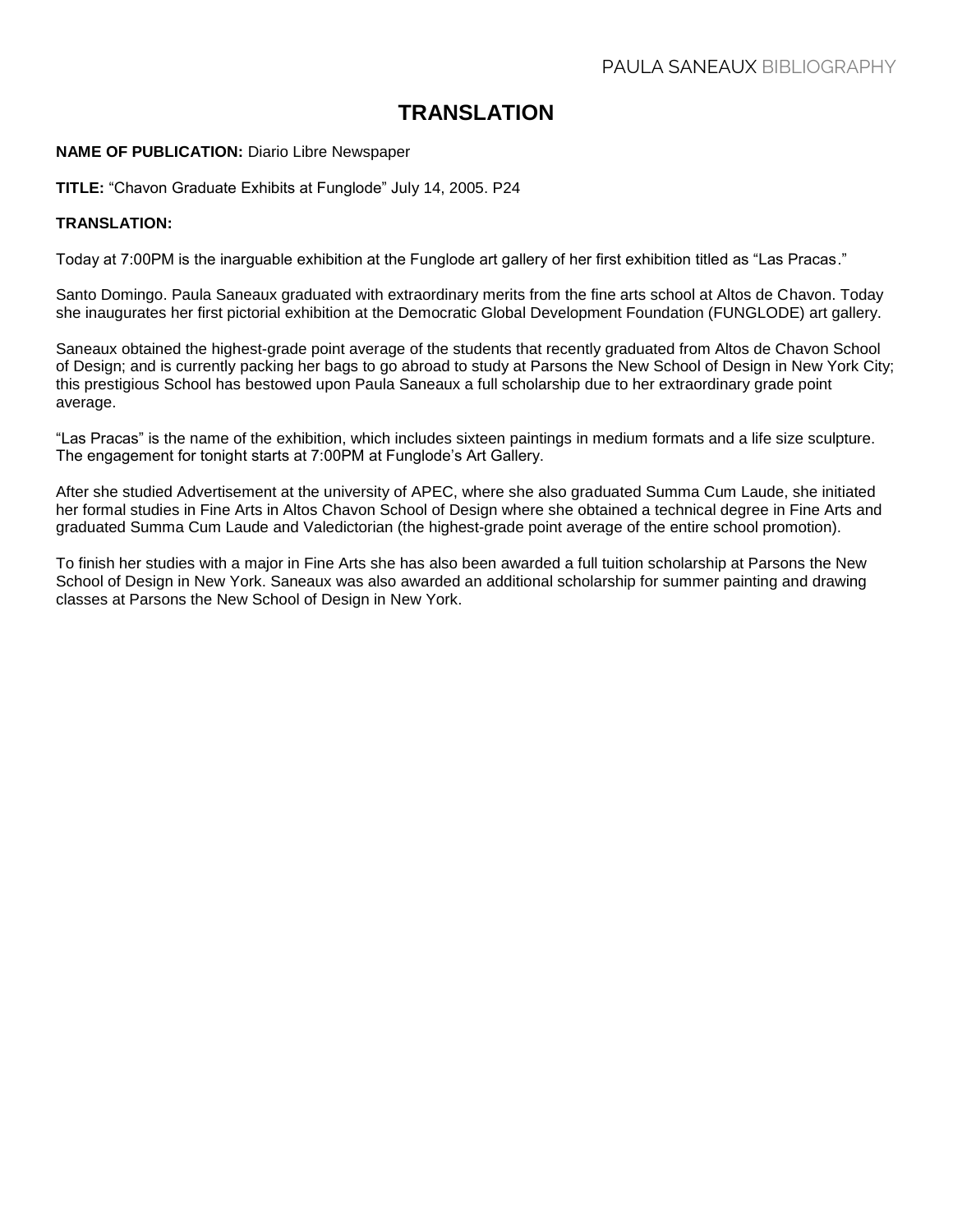# TRANSLATION

**NAME OF PUBLICATION:** Diario Libre Newspaper

**TITLE:** "Chavon Graduate Exhibits at Funglode" July 14, 2005. P24

**TRANSLATION:**

Today at 7:00PM is the inarguable exhibition at the Funglode art gallery of her first exhibition titled as "Las Pracas."

Santo Domingo. Paula Saneaux graduated with extraordinary merits from the fine arts school at Altos de Chavon. Today she inaugurates her first pictorial exhibition at the Democratic Global Development Foundation (FUNGLODE) art gallery.

Saneaux obtained the highest-grade point average of the students that recently graduated from Altos de Chavon School of Design; and is currently packing her bags to go abroad to study at Parsons the New School of Design in New York City; this prestigious School has bestowed upon Paula Saneaux a full scholarship due to her extraordinary grade point average.

"Las Pracas" is the name of the exhibition, which includes sixteen paintings in medium formats and a life size sculpture. The engagement for tonight starts at 7:00PM at Funglode's Art Gallery.

After she studied Advertisement at the university of APEC, where she also graduated Summa Cum Laude, she initiated her formal studies in Fine Arts in Altos Chavon School of Design where she obtained a technical degree in Fine Arts and graduated Summa Cum Laude and Valedictorian (the highest-grade point average of the entire school promotion).

To finish her studies with a major in Fine Arts she has also been awarded a full tuition scholarship at Parsons the New School of Design in New York. Saneaux was also awarded an additional scholarship for summer painting and drawing classes at Parsons the New School of Design in New York.